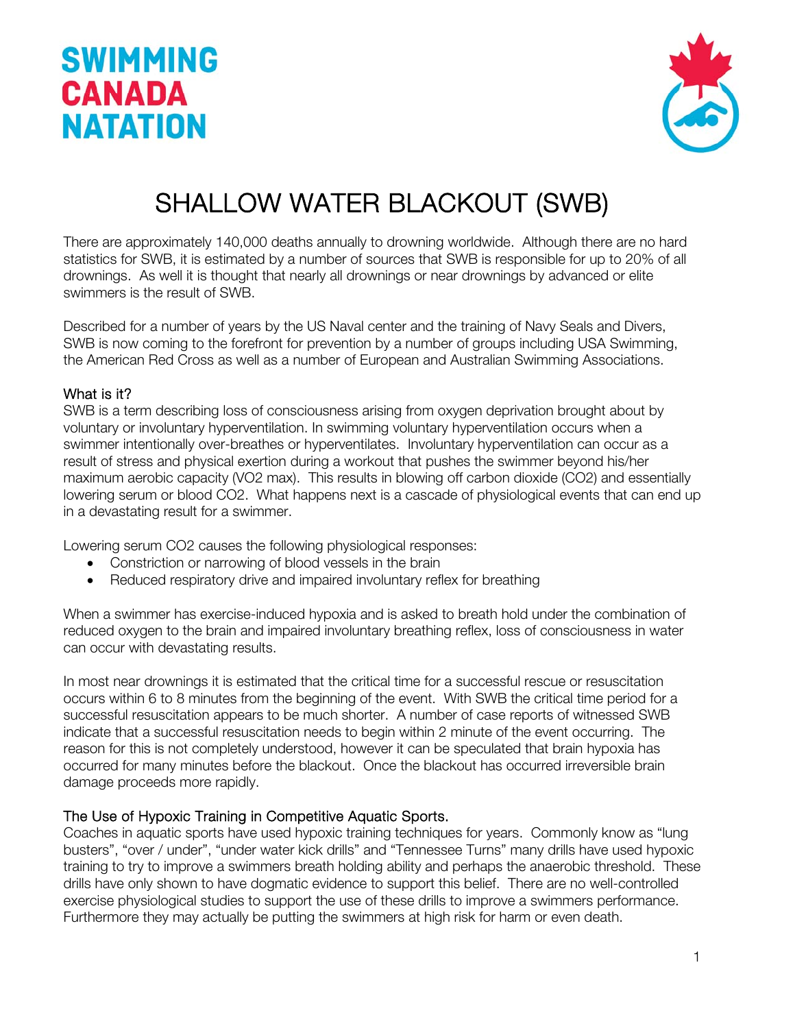SWIMMING
CANADA
NATATION

# SHALLOW WATER BLACKOUT (SWB)

There are approximately 140,000 deaths annually to drowning worldwide. Although there are no hard statistics for SWB, it is estimated by a number of sources that SWB is responsible for up to 20% of all drownings. As well it is thought that nearly all drownings or near drownings by advanced or elite swimmers is the result of SWB.

Described for a number of years by the US Naval center and the training of Navy Seals and Divers, SWB is now coming to the forefront for prevention by a number of groups including USA Swimming, the American Red Cross as well as a number of European and Australian Swimming Associations.

## What is it?

SWB is a term describing loss of consciousness arising from oxygen deprivation brought about by voluntary or involuntary hyperventilation. In swimming voluntary hyperventilation occurs when a swimmer intentionally over-breathes or hyperventilates. Involuntary hyperventilation can occur as a result of stress and physical exertion during a workout that pushes the swimmer beyond his/her maximum aerobic capacity (VO2 max). This results in blowing off carbon dioxide ($CO_2$) and essentially lowering serum or blood $CO_2$. What happens next is a cascade of physiological events that can end up in a devastating result for a swimmer.

Lowering serum $CO_2$ causes the following physiological responses:

- Constriction or narrowing of blood vessels in the brain
- Reduced respiratory drive and impaired involuntary reflex for breathing

When a swimmer has exercise-induced hypoxia and is asked to breath hold under the combination of reduced oxygen to the brain and impaired involuntary breathing reflex, loss of consciousness in water can occur with devastating results.

In most near drownings it is estimated that the critical time for a successful rescue or resuscitation occurs within 6 to 8 minutes from the beginning of the event. With SWB the critical time period for a successful resuscitation appears to be much shorter. A number of case reports of witnessed SWB indicate that a successful resuscitation needs to begin within 2 minute of the event occurring. The reason for this is not completely understood, however it can be speculated that brain hypoxia has occurred for many minutes before the blackout. Once the blackout has occurred irreversible brain damage proceeds more rapidly.

## The Use of Hypoxic Training in Competitive Aquatic Sports.

Coaches in aquatic sports have used hypoxic training techniques for years. Commonly know as "lung busters", "over / under", "under water kick drills" and "Tennessee Turns" many drills have used hypoxic training to try to improve a swimmers breath holding ability and perhaps the anaerobic threshold. These drills have only shown to have dogmatic evidence to support this belief. There are no well-controlled exercise physiological studies to support the use of these drills to improve a swimmers performance. Furthermore they may actually be putting the swimmers at high risk for harm or even death.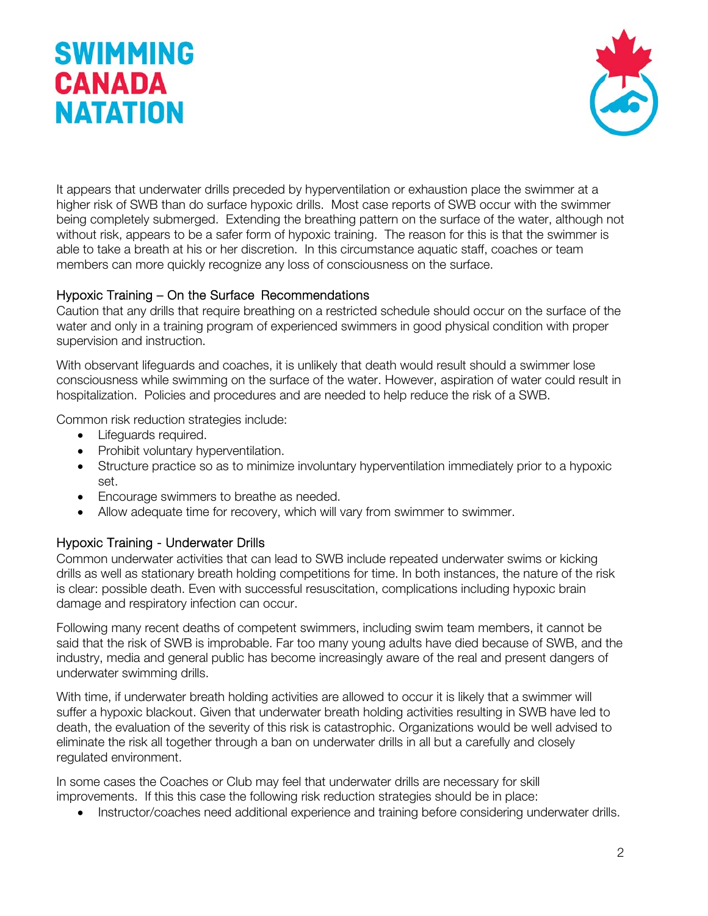It appears that underwater drills preceded by hyperventilation or exhaustion place the swimmer at a higher risk of SWB than do surface hypoxic drills. Most case reports of SWB occur with the swimmer being completely submerged. Extending the breathing pattern on the surface of the water, although not without risk, appears to be a safer form of hypoxic training. The reason for this is that the swimmer is able to take a breath at his or her discretion. In this circumstance aquatic staff, coaches or team members can more quickly recognize any loss of consciousness on the surface.

### Hypoxic Training – On the Surface Recommendations

Caution that any drills that require breathing on a restricted schedule should occur on the surface of the water and only in a training program of experienced swimmers in good physical condition with proper supervision and instruction.

With observant lifeguards and coaches, it is unlikely that death would result should a swimmer lose consciousness while swimming on the surface of the water. However, aspiration of water could result in hospitalization. Policies and procedures and are needed to help reduce the risk of a SWB.

Common risk reduction strategies include:

- Lifeguards required.
- Prohibit voluntary hyperventilation.
- Structure practice so as to minimize involuntary hyperventilation immediately prior to a hypoxic set.
- Encourage swimmers to breathe as needed.
- Allow adequate time for recovery, which will vary from swimmer to swimmer.

### Hypoxic Training - Underwater Drills

Common underwater activities that can lead to SWB include repeated underwater swims or kicking drills as well as stationary breath holding competitions for time. In both instances, the nature of the risk is clear: possible death. Even with successful resuscitation, complications including hypoxic brain damage and respiratory infection can occur.

Following many recent deaths of competent swimmers, including swim team members, it cannot be said that the risk of SWB is improbable. Far too many young adults have died because of SWB, and the industry, media and general public has become increasingly aware of the real and present dangers of underwater swimming drills.

With time, if underwater breath holding activities are allowed to occur it is likely that a swimmer will suffer a hypoxic blackout. Given that underwater breath holding activities resulting in SWB have led to death, the evaluation of the severity of this risk is catastrophic. Organizations would be well advised to eliminate the risk all together through a ban on underwater drills in all but a carefully and closely regulated environment.

In some cases the Coaches or Club may feel that underwater drills are necessary for skill improvements. If this this case the following risk reduction strategies should be in place:

- Instructor/coaches need additional experience and training before considering underwater drills.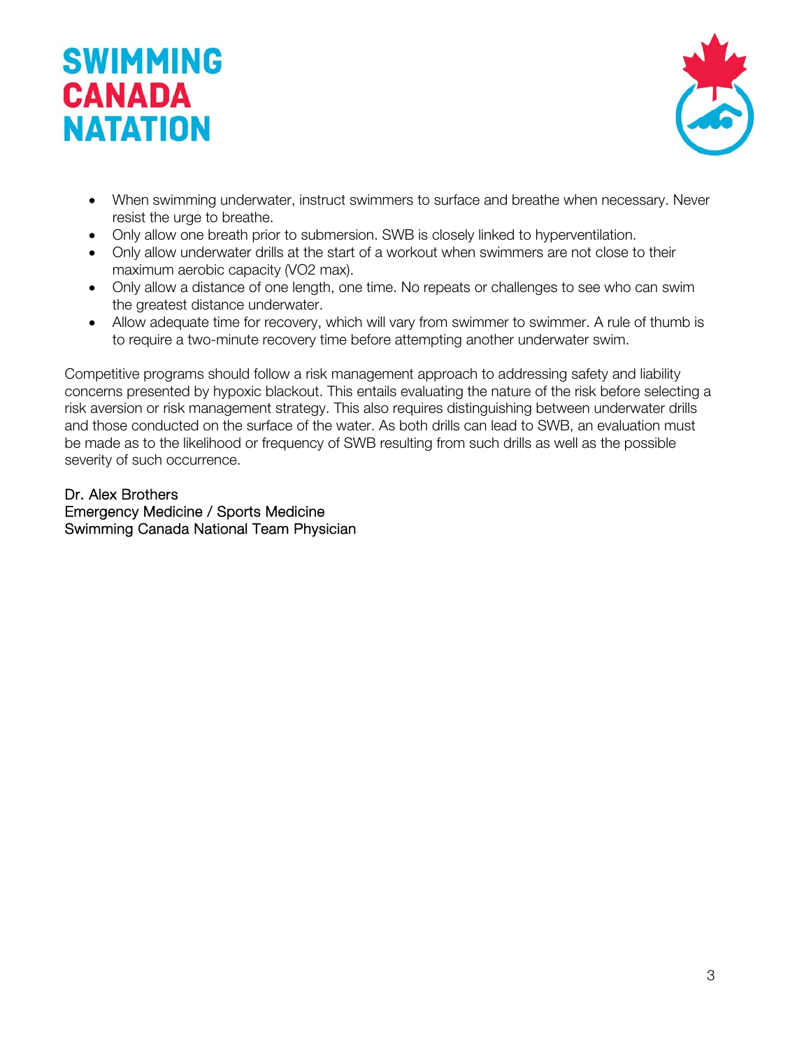- When swimming underwater, instruct swimmers to surface and breathe when necessary. Never resist the urge to breathe.
- Only allow one breath prior to submersion. SWB is closely linked to hyperventilation.
- Only allow underwater drills at the start of a workout when swimmers are not close to their maximum aerobic capacity (VO2 max).
- Only allow a distance of one length, one time. No repeats or challenges to see who can swim the greatest distance underwater.
- Allow adequate time for recovery, which will vary from swimmer to swimmer. A rule of thumb is to require a two-minute recovery time before attempting another underwater swim.

Competitive programs should follow a risk management approach to addressing safety and liability concerns presented by hypoxic blackout. This entails evaluating the nature of the risk before selecting a risk aversion or risk management strategy. This also requires distinguishing between underwater drills and those conducted on the surface of the water. As both drills can lead to SWB, an evaluation must be made as to the likelihood or frequency of SWB resulting from such drills as well as the possible severity of such occurrence.

Dr. Alex Brothers
Emergency Medicine / Sports Medicine
Swimming Canada National Team Physician